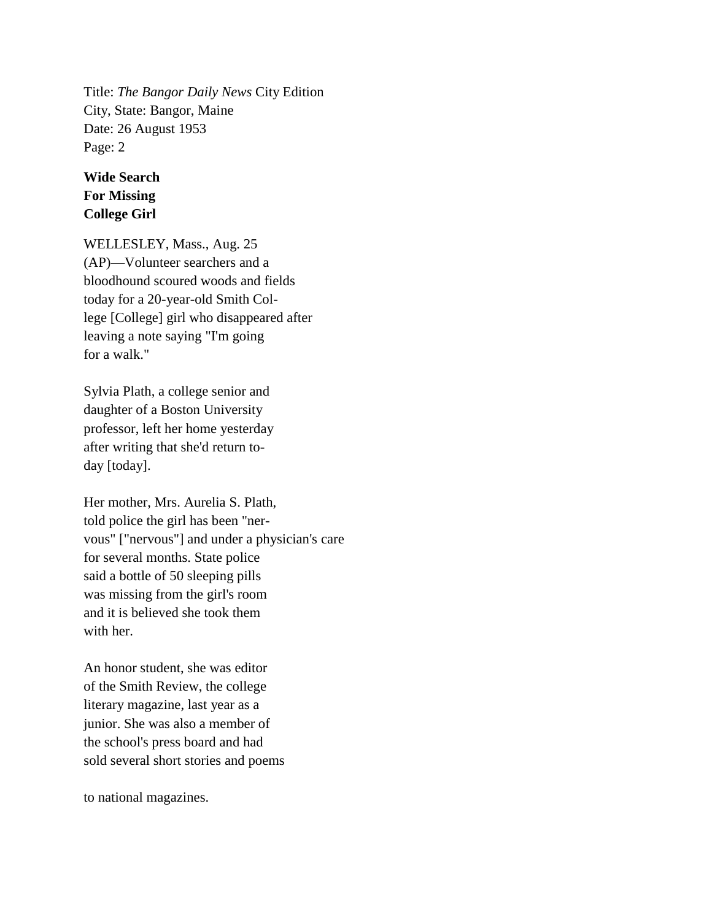Title: *The Bangor Daily News* City Edition
City, State: Bangor, Maine
Date: 26 August 1953
Page: 2

**Wide Search For Missing College Girl**

WELLESLEY, Mass., Aug. 25 (AP)—Volunteer searchers and a bloodhound scoured woods and fields today for a 20-year-old Smith Col-lege [College] girl who disappeared after leaving a note saying "I'm going for a walk."

Sylvia Plath, a college senior and daughter of a Boston University professor, left her home yesterday after writing that she'd return to-day [today].

Her mother, Mrs. Aurelia S. Plath, told police the girl has been "ner-vous" ["nervous"] and under a physician's care for several months. State police said a bottle of 50 sleeping pills was missing from the girl's room and it is believed she took them with her.

An honor student, she was editor of the Smith Review, the college literary magazine, last year as a junior. She was also a member of the school's press board and had sold several short stories and poems

to national magazines.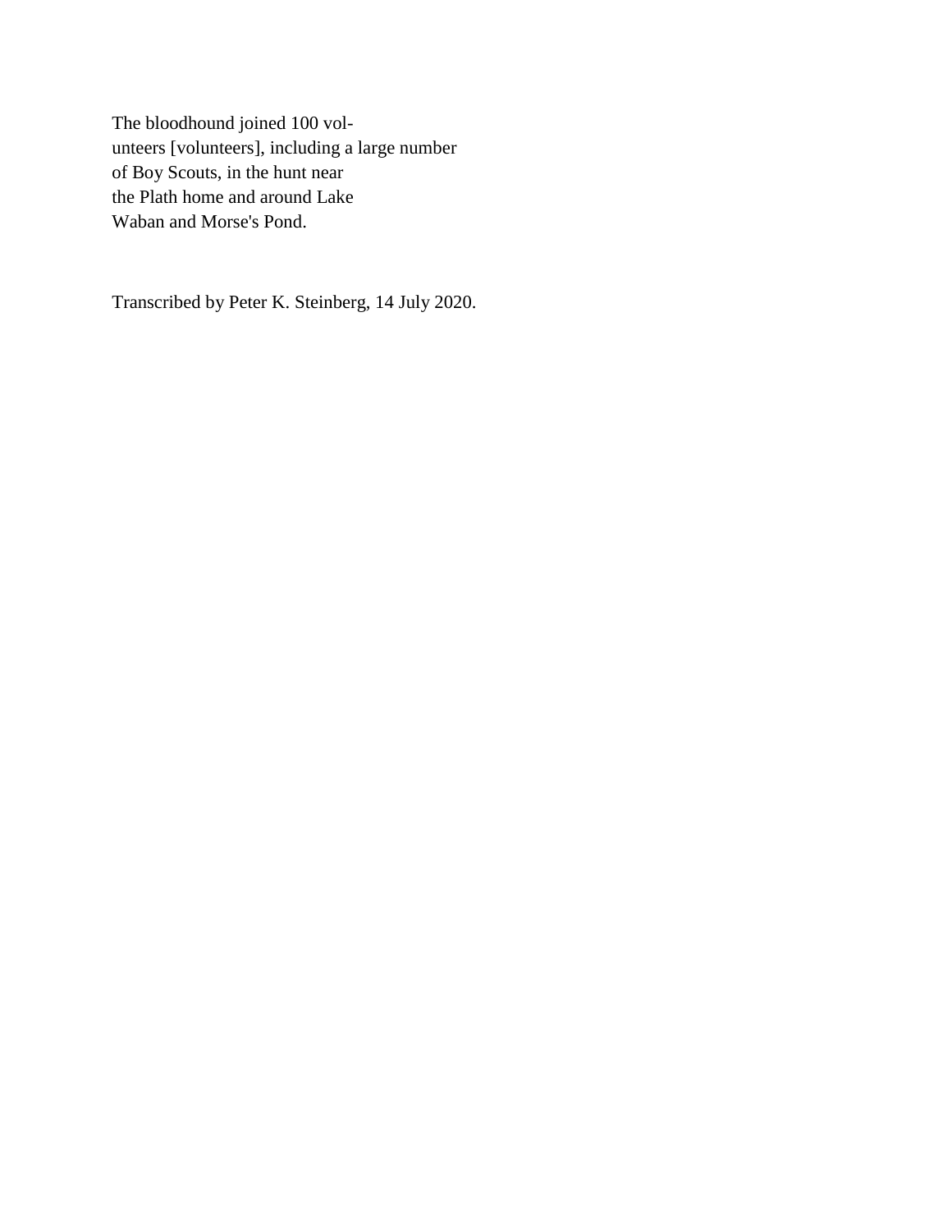The bloodhound joined 100 vol-
unteers [volunteers], including a large number
of Boy Scouts, in the hunt near
the Plath home and around Lake
Waban and Morse's Pond.

Transcribed by Peter K. Steinberg, 14 July 2020.